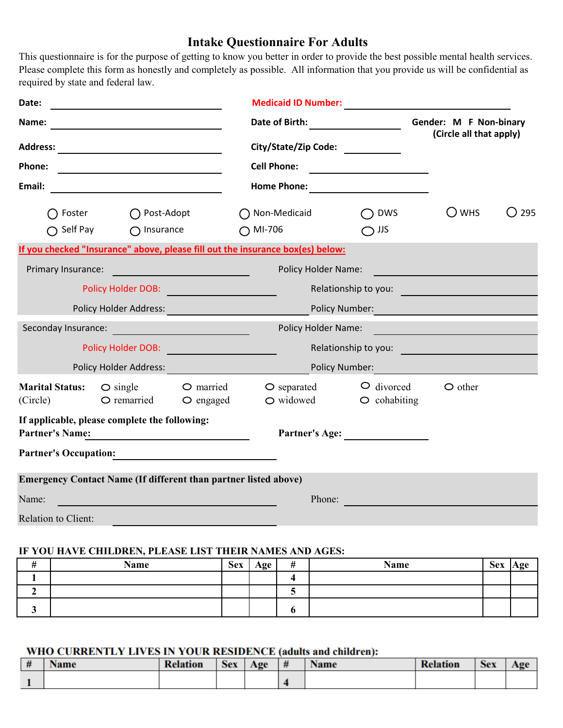# Intake Questionnaire For Adults

This questionnaire is for the purpose of getting to know you better in order to provide the best possible mental health services. Please complete this form as honestly and completely as possible. All information that you provide us will be confidential as required by state and federal law.

**Date:** ____________________ **Medicaid ID Number:** ____________________

**Name:** ____________________ **Date of Birth:** ____________________ **Gender: M F Non-binary (Circle all that apply)**

**Address:** ____________________ **City/State/Zip Code:** ____________________

**Phone:** ____________________ **Cell Phone:** ____________________

**Email:** ____________________ **Home Phone:** ____________________

○ Foster ○ Post-Adopt ○ Non-Medicaid ○ DWS ○ WHS ○ 295

○ Self Pay ○ Insurance ○ MI-706 ○ JJS

**If you checked "Insurance" above, please fill out the insurance box(es) below:**

Primary Insurance: ____________________ Policy Holder Name: ____________________

Policy Holder DOB: ____________________ Relationship to you: ____________________

Policy Holder Address: ____________________ Policy Number: ____________________

Seconday Insurance: ____________________ Policy Holder Name: ____________________

Policy Holder DOB: ____________________ Relationship to you: ____________________

Policy Holder Address: ____________________ Policy Number: ____________________

**Marital Status:** (Circle) ○ single ○ remarried ○ married ○ engaged ○ separated ○ widowed ○ divorced ○ cohabiting ○ other

**If applicable, please complete the following:**

**Partner's Name:** ____________________ **Partner's Age:** ____________________

**Partner's Occupation:** ____________________

**Emergency Contact Name (If different than partner listed above)**

Name: ____________________ Phone: ____________________

Relation to Client: ____________________

**IF YOU HAVE CHILDREN, PLEASE LIST THEIR NAMES AND AGES:**

| # | Name | Sex | Age | # | Name | Sex | Age |
|---|---|---|---|---|---|---|---|
| 1 | | | | 4 | | | |
| 2 | | | | 5 | | | |
| 3 | | | | 6 | | | |

**WHO CURRENTLY LIVES IN YOUR RESIDENCE (adults and children):**

| # | Name | Relation | Sex | Age | # | Name | Relation | Sex | Age |
|---|---|---|---|---|---|---|---|---|---|
| 1 | | | | | 4 | | | | |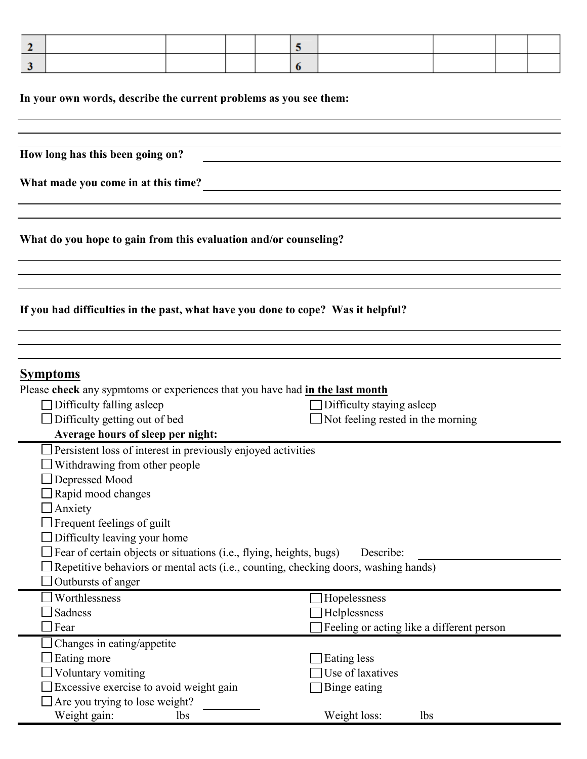| 2 | | | | | 5 | | | | |
|---|---|---|---|---|---|---|---|---|---|
| 3 | | | | | 6 | | | | |

**In your own words, describe the current problems as you see them:**

______________________________________________________________________

______________________________________________________________________

______________________________________________________________________

**How long has this been going on?** ____________________________________________

**What made you come in at this time?** ____________________________________________

______________________________________________________________________

______________________________________________________________________

**What do you hope to gain from this evaluation and/or counseling?**

______________________________________________________________________

______________________________________________________________________

______________________________________________________________________

**If you had difficulties in the past, what have you done to cope? Was it helpful?**

______________________________________________________________________

______________________________________________________________________

______________________________________________________________________

## Symptoms

Please **check** any sypmtoms or experiences that you have had **in the last month**

- ☐ Difficulty falling asleep
- ☐ Difficulty staying asleep
- ☐ Difficulty getting out of bed
- ☐ Not feeling rested in the morning

**Average hours of sleep per night:** __________

---

- ☐ Persistent loss of interest in previously enjoyed activities
- ☐ Withdrawing from other people
- ☐ Depressed Mood
- ☐ Rapid mood changes
- ☐ Anxiety
- ☐ Frequent feelings of guilt
- ☐ Difficulty leaving your home
- ☐ Fear of certain objects or situations (i.e., flying, heights, bugs) Describe: ____________________
- ☐ Repetitive behaviors or mental acts (i.e., counting, checking doors, washing hands)
- ☐ Outbursts of anger

---

- ☐ Worthlessness
- ☐ Hopelessness
- ☐ Sadness
- ☐ Helplessness
- ☐ Fear
- ☐ Feeling or acting like a different person

---

- ☐ Changes in eating/appetite
- ☐ Eating more
- ☐ Eating less
- ☐ Voluntary vomiting
- ☐ Use of laxatives
- ☐ Excessive exercise to avoid weight gain
- ☐ Binge eating
- ☐ Are you trying to lose weight? __________

Weight gain: lbs　　　Weight loss: lbs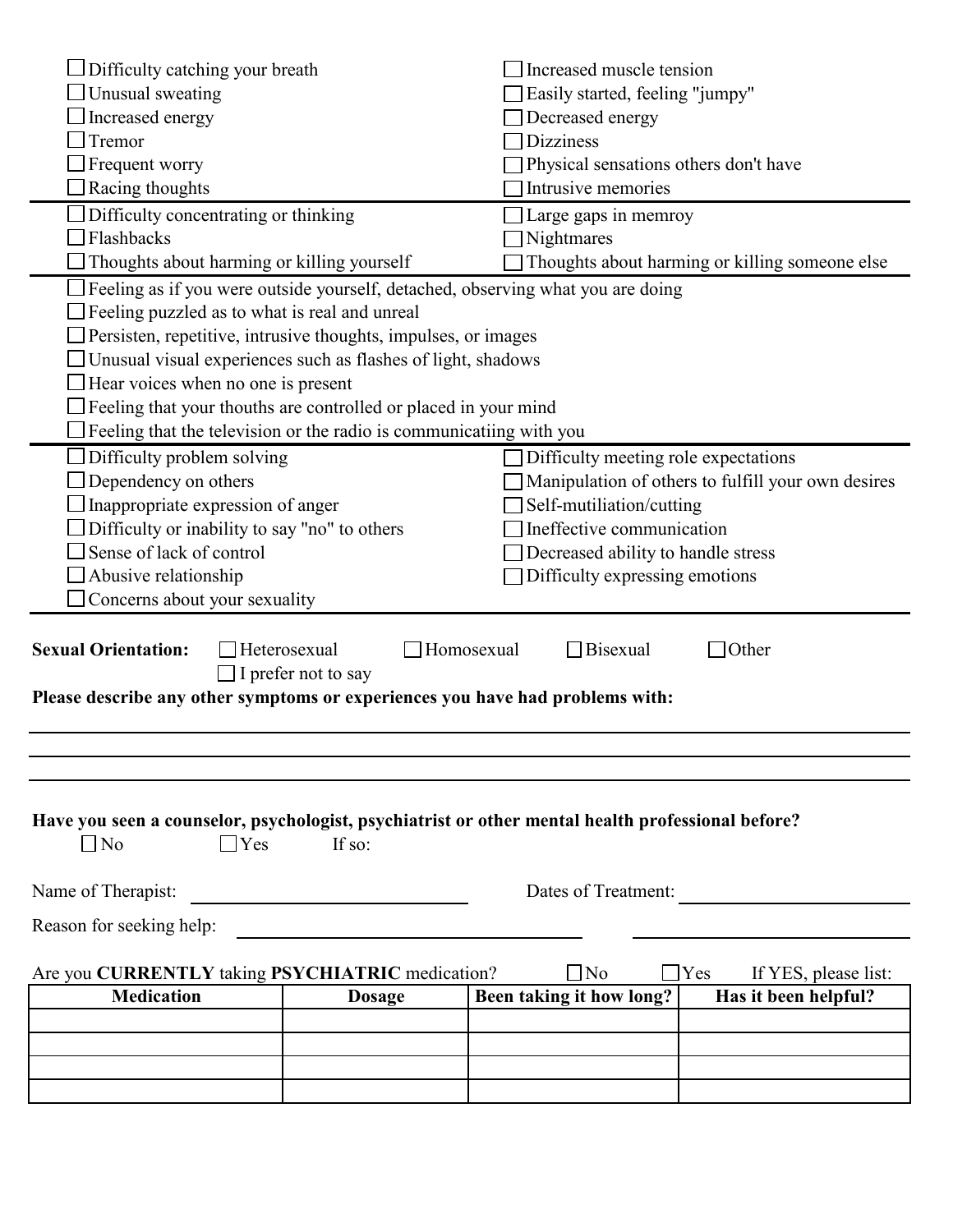- ☐ Difficulty catching your breath
- ☐ Increased muscle tension
- ☐ Unusual sweating
- ☐ Easily started, feeling "jumpy"
- ☐ Increased energy
- ☐ Decreased energy
- ☐ Tremor
- ☐ Dizziness
- ☐ Frequent worry
- ☐ Physical sensations others don't have
- ☐ Racing thoughts
- ☐ Intrusive memories

---

- ☐ Difficulty concentrating or thinking
- ☐ Large gaps in memroy
- ☐ Flashbacks
- ☐ Nightmares
- ☐ Thoughts about harming or killing yourself
- ☐ Thoughts about harming or killing someone else

---

- ☐ Feeling as if you were outside yourself, detached, observing what you are doing
- ☐ Feeling puzzled as to what is real and unreal
- ☐ Persisten, repetitive, intrusive thoughts, impulses, or images
- ☐ Unusual visual experiences such as flashes of light, shadows
- ☐ Hear voices when no one is present
- ☐ Feeling that your thouths are controlled or placed in your mind
- ☐ Feeling that the television or the radio is communicatiing with you

---

- ☐ Difficulty problem solving
- ☐ Difficulty meeting role expectations
- ☐ Dependency on others
- ☐ Manipulation of others to fulfill your own desires
- ☐ Inappropriate expression of anger
- ☐ Self-mutiliation/cutting
- ☐ Difficulty or inability to say "no" to others
- ☐ Ineffective communication
- ☐ Sense of lack of control
- ☐ Decreased ability to handle stress
- ☐ Abusive relationship
- ☐ Difficulty expressing emotions
- ☐ Concerns about your sexuality

---

**Sexual Orientation:** ☐ Heterosexual ☐ Homosexual ☐ Bisexual ☐ Other ☐ I prefer not to say

**Please describe any other symptoms or experiences you have had problems with:**

______________________________________________________________________

______________________________________________________________________

______________________________________________________________________

**Have you seen a counselor, psychologist, psychiatrist or other mental health professional before?**

☐ No ☐ Yes If so:

Name of Therapist: ______________________ Dates of Treatment: ______________________

Reason for seeking help: ______________________ ______________________

Are you **CURRENTLY** taking **PSYCHIATRIC** medication? ☐ No ☐ Yes If YES, please list:

| Medication | Dosage | Been taking it how long? | Has it been helpful? |
| --- | --- | --- | --- |
| | | | |
| | | | |
| | | | |
| | | | |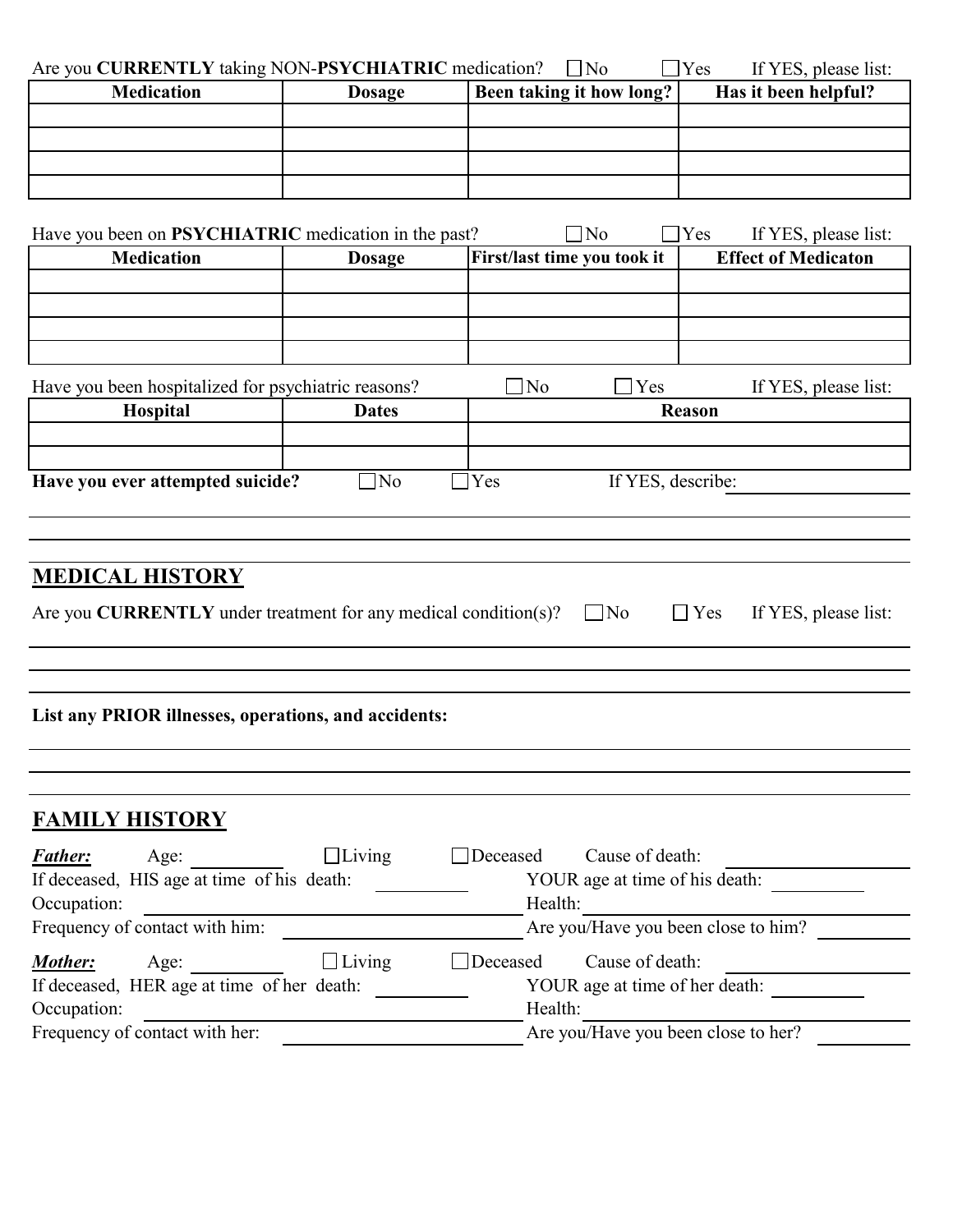Are you **CURRENTLY** taking NON-**PSYCHIATRIC** medication? ☐ No ☐ Yes If YES, please list:

| Medication | Dosage | Been taking it how long? | Has it been helpful? |
|---|---|---|---|
| | | | |
| | | | |
| | | | |
| | | | |

Have you been on **PSYCHIATRIC** medication in the past? ☐ No ☐ Yes If YES, please list:

| Medication | Dosage | First/last time you took it | Effect of Medicaton |
|---|---|---|---|
| | | | |
| | | | |
| | | | |
| | | | |

Have you been hospitalized for psychiatric reasons? ☐ No ☐ Yes If YES, please list:

| Hospital | Dates | Reason |
|---|---|---|
| | | |
| | | |

**Have you ever attempted suicide?** ☐ No ☐ Yes If YES, describe: ____________________

______________________________________________________________________

______________________________________________________________________

______________________________________________________________________

## MEDICAL HISTORY

Are you **CURRENTLY** under treatment for any medical condition(s)? ☐ No ☐ Yes If YES, please list:

______________________________________________________________________

______________________________________________________________________

______________________________________________________________________

**List any PRIOR illnesses, operations, and accidents:**

______________________________________________________________________

______________________________________________________________________

______________________________________________________________________

## FAMILY HISTORY

***Father:*** Age: ________ ☐ Living ☐ Deceased Cause of death: ____________________

If deceased, HIS age at time of his death: ________ YOUR age at time of his death: ________

Occupation: ____________________ Health: ____________________

Frequency of contact with him: ____________________ Are you/Have you been close to him? ________

***Mother:*** Age: ________ ☐ Living ☐ Deceased Cause of death: ____________________

If deceased, HER age at time of her death: ________ YOUR age at time of her death: ________

Occupation: ____________________ Health: ____________________

Frequency of contact with her: ____________________ Are you/Have you been close to her? ________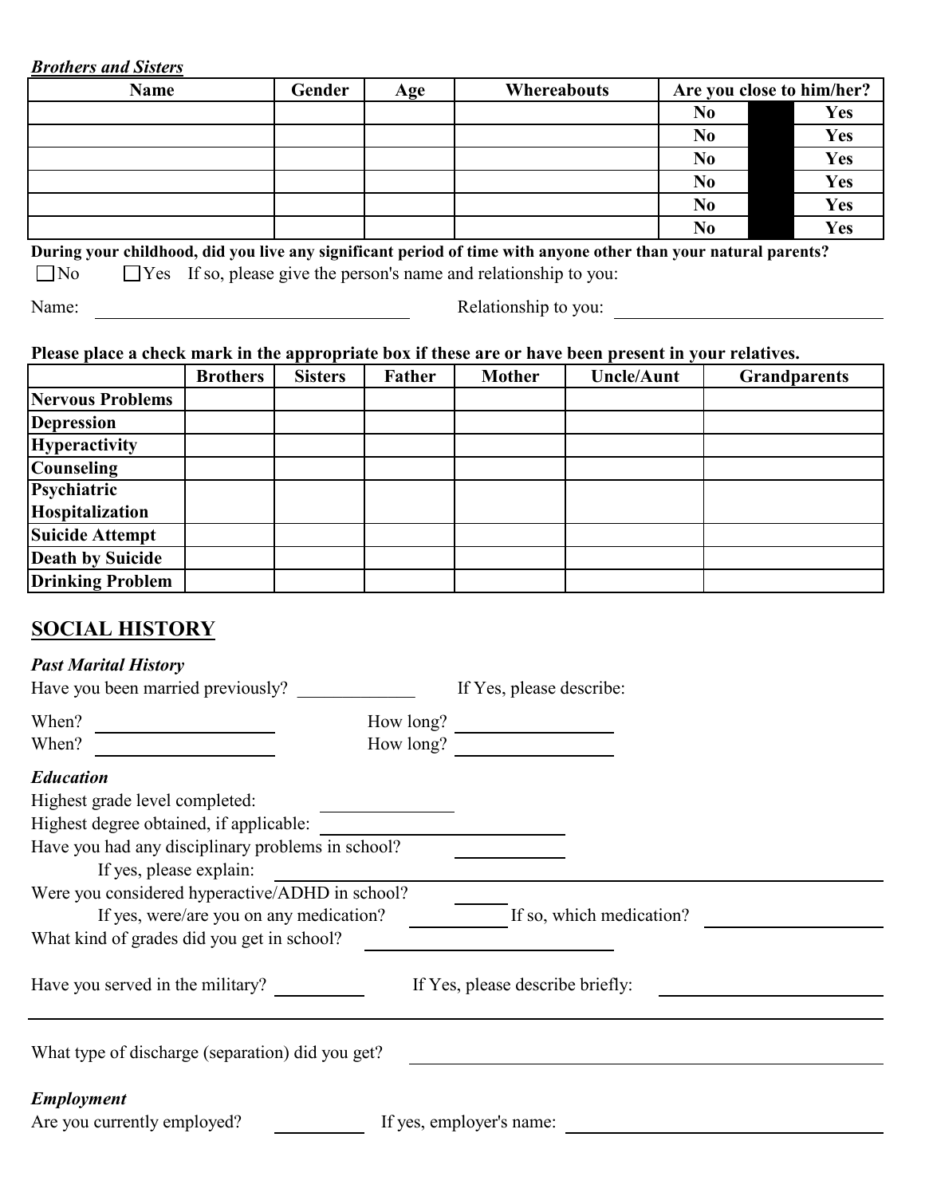***Brothers and Sisters***

| Name | Gender | Age | Whereabouts | Are you close to him/her? | | |
|---|---|---|---|---|---|---|
| | | | | **No** | | **Yes** |
| | | | | **No** | | **Yes** |
| | | | | **No** | | **Yes** |
| | | | | **No** | | **Yes** |
| | | | | **No** | | **Yes** |
| | | | | **No** | | **Yes** |

**During your childhood, did you live any significant period of time with anyone other than your natural parents?**

☐ No ☐ Yes If so, please give the person's name and relationship to you:

Name: ______________________________ Relationship to you: ______________________________

**Please place a check mark in the appropriate box if these are or have been present in your relatives.**

| | Brothers | Sisters | Father | Mother | Uncle/Aunt | Grandparents |
|---|---|---|---|---|---|---|
| **Nervous Problems** | | | | | | |
| **Depression** | | | | | | |
| **Hyperactivity** | | | | | | |
| **Counseling** | | | | | | |
| **Psychiatric Hospitalization** | | | | | | |
| **Suicide Attempt** | | | | | | |
| **Death by Suicide** | | | | | | |
| **Drinking Problem** | | | | | | |

## SOCIAL HISTORY

***Past Marital History***

Have you been married previously? __________ If Yes, please describe:

When? ________________ How long? ________________

When? ________________ How long? ________________

***Education***

Highest grade level completed: ____________

Highest degree obtained, if applicable: ______________________

Have you had any disciplinary problems in school? __________

If yes, please explain: ______________________________________________

Were you considered hyperactive/ADHD in school? ______

If yes, were/are you on any medication? ________ If so, which medication? ________________

What kind of grades did you get in school? ______________________

Have you served in the military? ________ If Yes, please describe briefly: ____________________

______________________________________________________________________

What type of discharge (separation) did you get? ______________________________________

***Employment***

Are you currently employed? ________ If yes, employer's name: ______________________________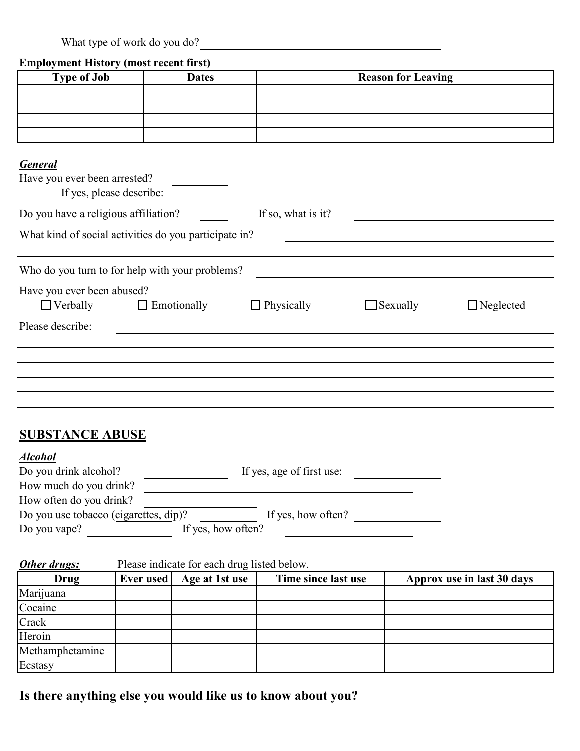What type of work do you do? ______________________________

**Employment History (most recent first)**

| Type of Job | Dates | Reason for Leaving |
|---|---|---|
| | | |
| | | |
| | | |
| | | |

***General***

Have you ever been arrested? __________

If yes, please describe: ______________________________

Do you have a religious affiliation? _____ If so, what is it? ______________________________

What kind of social activities do you participate in? ______________________________

______________________________

Who do you turn to for help with your problems? ______________________________

Have you ever been abused?

☐ Verbally ☐ Emotionally ☐ Physically ☐ Sexually ☐ Neglected

Please describe: ______________________________

______________________________

______________________________

______________________________

______________________________

______________________________

## SUBSTANCE ABUSE

***Alcohol***

Do you drink alcohol? ______________ If yes, age of first use: ______________

How much do you drink? ______________________________

How often do you drink? ______________________________

Do you use tobacco (cigarettes, dip)? __________ If yes, how often? ______________

Do you vape? ______________ If yes, how often? ______________

***Other drugs:*** Please indicate for each drug listed below.

| Drug | Ever used | Age at 1st use | Time since last use | Approx use in last 30 days |
|---|---|---|---|---|
| Marijuana | | | | |
| Cocaine | | | | |
| Crack | | | | |
| Heroin | | | | |
| Methamphetamine | | | | |
| Ecstasy | | | | |

**Is there anything else you would like us to know about you?**